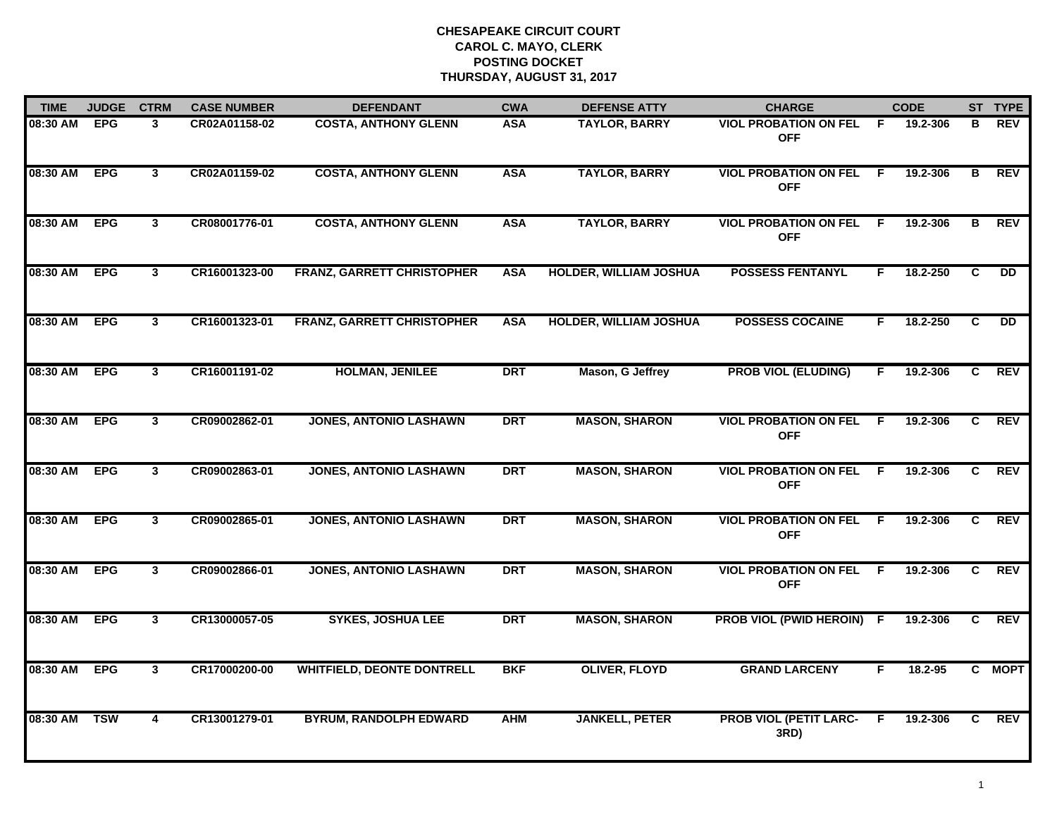**CHESAPEAKE CIRCUIT COURT**
**CAROL C. MAYO, CLERK**
**POSTING DOCKET**
**THURSDAY, AUGUST 31, 2017**

| TIME | JUDGE | CTRM | CASE NUMBER | DEFENDANT | CWA | DEFENSE ATTY | CHARGE | | CODE | ST | TYPE |
|---|---|---|---|---|---|---|---|---|---|---|---|
| 08:30 AM | EPG | 3 | CR02A01158-02 | COSTA, ANTHONY GLENN | ASA | TAYLOR, BARRY | VIOL PROBATION ON FEL OFF | F | 19.2-306 | B | REV |
| 08:30 AM | EPG | 3 | CR02A01159-02 | COSTA, ANTHONY GLENN | ASA | TAYLOR, BARRY | VIOL PROBATION ON FEL OFF | F | 19.2-306 | B | REV |
| 08:30 AM | EPG | 3 | CR08001776-01 | COSTA, ANTHONY GLENN | ASA | TAYLOR, BARRY | VIOL PROBATION ON FEL OFF | F | 19.2-306 | B | REV |
| 08:30 AM | EPG | 3 | CR16001323-00 | FRANZ, GARRETT CHRISTOPHER | ASA | HOLDER, WILLIAM JOSHUA | POSSESS FENTANYL | F | 18.2-250 | C | DD |
| 08:30 AM | EPG | 3 | CR16001323-01 | FRANZ, GARRETT CHRISTOPHER | ASA | HOLDER, WILLIAM JOSHUA | POSSESS COCAINE | F | 18.2-250 | C | DD |
| 08:30 AM | EPG | 3 | CR16001191-02 | HOLMAN, JENILEE | DRT | Mason, G Jeffrey | PROB VIOL (ELUDING) | F | 19.2-306 | C | REV |
| 08:30 AM | EPG | 3 | CR09002862-01 | JONES, ANTONIO LASHAWN | DRT | MASON, SHARON | VIOL PROBATION ON FEL OFF | F | 19.2-306 | C | REV |
| 08:30 AM | EPG | 3 | CR09002863-01 | JONES, ANTONIO LASHAWN | DRT | MASON, SHARON | VIOL PROBATION ON FEL OFF | F | 19.2-306 | C | REV |
| 08:30 AM | EPG | 3 | CR09002865-01 | JONES, ANTONIO LASHAWN | DRT | MASON, SHARON | VIOL PROBATION ON FEL OFF | F | 19.2-306 | C | REV |
| 08:30 AM | EPG | 3 | CR09002866-01 | JONES, ANTONIO LASHAWN | DRT | MASON, SHARON | VIOL PROBATION ON FEL OFF | F | 19.2-306 | C | REV |
| 08:30 AM | EPG | 3 | CR13000057-05 | SYKES, JOSHUA LEE | DRT | MASON, SHARON | PROB VIOL (PWID HEROIN) | F | 19.2-306 | C | REV |
| 08:30 AM | EPG | 3 | CR17000200-00 | WHITFIELD, DEONTE DONTRELL | BKF | OLIVER, FLOYD | GRAND LARCENY | F | 18.2-95 | C | MOPT |
| 08:30 AM | TSW | 4 | CR13001279-01 | BYRUM, RANDOLPH EDWARD | AHM | JANKELL, PETER | PROB VIOL (PETIT LARC-3RD) | F | 19.2-306 | C | REV |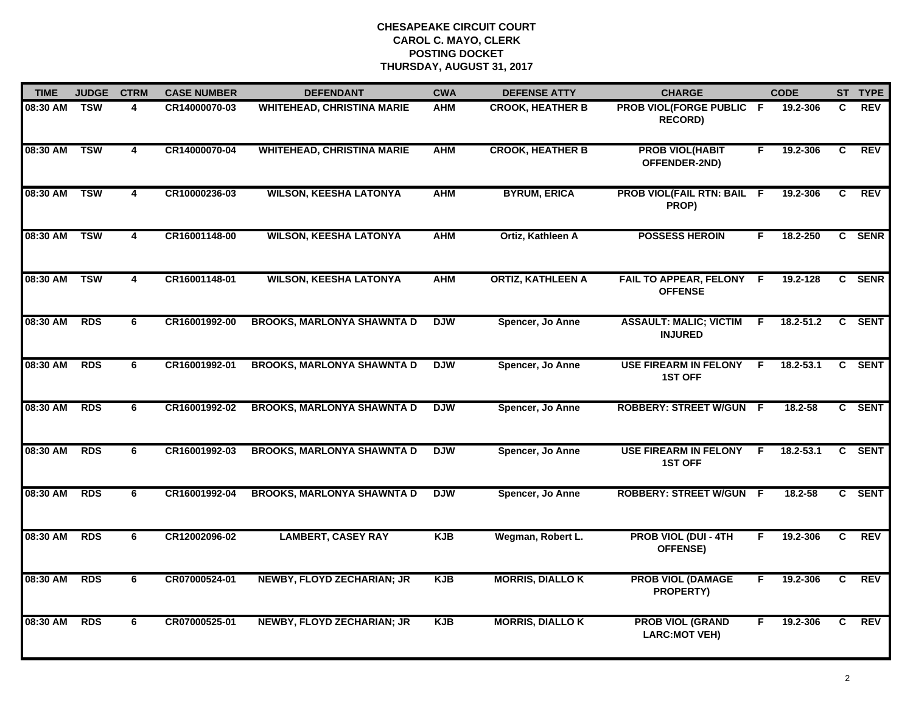**CHESAPEAKE CIRCUIT COURT**
**CAROL C. MAYO, CLERK**
**POSTING DOCKET**
**THURSDAY, AUGUST 31, 2017**

| TIME | JUDGE | CTRM | CASE NUMBER | DEFENDANT | CWA | DEFENSE ATTY | CHARGE | | CODE | ST | TYPE |
|---|---|---|---|---|---|---|---|---|---|---|---|
| 08:30 AM | TSW | 4 | CR14000070-03 | WHITEHEAD, CHRISTINA MARIE | AHM | CROOK, HEATHER B | PROB VIOL(FORGE PUBLIC RECORD) | F | 19.2-306 | C | REV |
| 08:30 AM | TSW | 4 | CR14000070-04 | WHITEHEAD, CHRISTINA MARIE | AHM | CROOK, HEATHER B | PROB VIOL(HABIT OFFENDER-2ND) | F | 19.2-306 | C | REV |
| 08:30 AM | TSW | 4 | CR10000236-03 | WILSON, KEESHA LATONYA | AHM | BYRUM, ERICA | PROB VIOL(FAIL RTN: BAIL PROP) | F | 19.2-306 | C | REV |
| 08:30 AM | TSW | 4 | CR16001148-00 | WILSON, KEESHA LATONYA | AHM | Ortiz, Kathleen A | POSSESS HEROIN | F | 18.2-250 | C | SENR |
| 08:30 AM | TSW | 4 | CR16001148-01 | WILSON, KEESHA LATONYA | AHM | ORTIZ, KATHLEEN A | FAIL TO APPEAR, FELONY OFFENSE | F | 19.2-128 | C | SENR |
| 08:30 AM | RDS | 6 | CR16001992-00 | BROOKS, MARLONYA SHAWNTA D | DJW | Spencer, Jo Anne | ASSAULT: MALIC; VICTIM INJURED | F | 18.2-51.2 | C | SENT |
| 08:30 AM | RDS | 6 | CR16001992-01 | BROOKS, MARLONYA SHAWNTA D | DJW | Spencer, Jo Anne | USE FIREARM IN FELONY 1ST OFF | F | 18.2-53.1 | C | SENT |
| 08:30 AM | RDS | 6 | CR16001992-02 | BROOKS, MARLONYA SHAWNTA D | DJW | Spencer, Jo Anne | ROBBERY: STREET W/GUN | F | 18.2-58 | C | SENT |
| 08:30 AM | RDS | 6 | CR16001992-03 | BROOKS, MARLONYA SHAWNTA D | DJW | Spencer, Jo Anne | USE FIREARM IN FELONY 1ST OFF | F | 18.2-53.1 | C | SENT |
| 08:30 AM | RDS | 6 | CR16001992-04 | BROOKS, MARLONYA SHAWNTA D | DJW | Spencer, Jo Anne | ROBBERY: STREET W/GUN | F | 18.2-58 | C | SENT |
| 08:30 AM | RDS | 6 | CR12002096-02 | LAMBERT, CASEY RAY | KJB | Wegman, Robert L. | PROB VIOL (DUI - 4TH OFFENSE) | F | 19.2-306 | C | REV |
| 08:30 AM | RDS | 6 | CR07000524-01 | NEWBY, FLOYD ZECHARIAN; JR | KJB | MORRIS, DIALLO K | PROB VIOL (DAMAGE PROPERTY) | F | 19.2-306 | C | REV |
| 08:30 AM | RDS | 6 | CR07000525-01 | NEWBY, FLOYD ZECHARIAN; JR | KJB | MORRIS, DIALLO K | PROB VIOL (GRAND LARC:MOT VEH) | F | 19.2-306 | C | REV |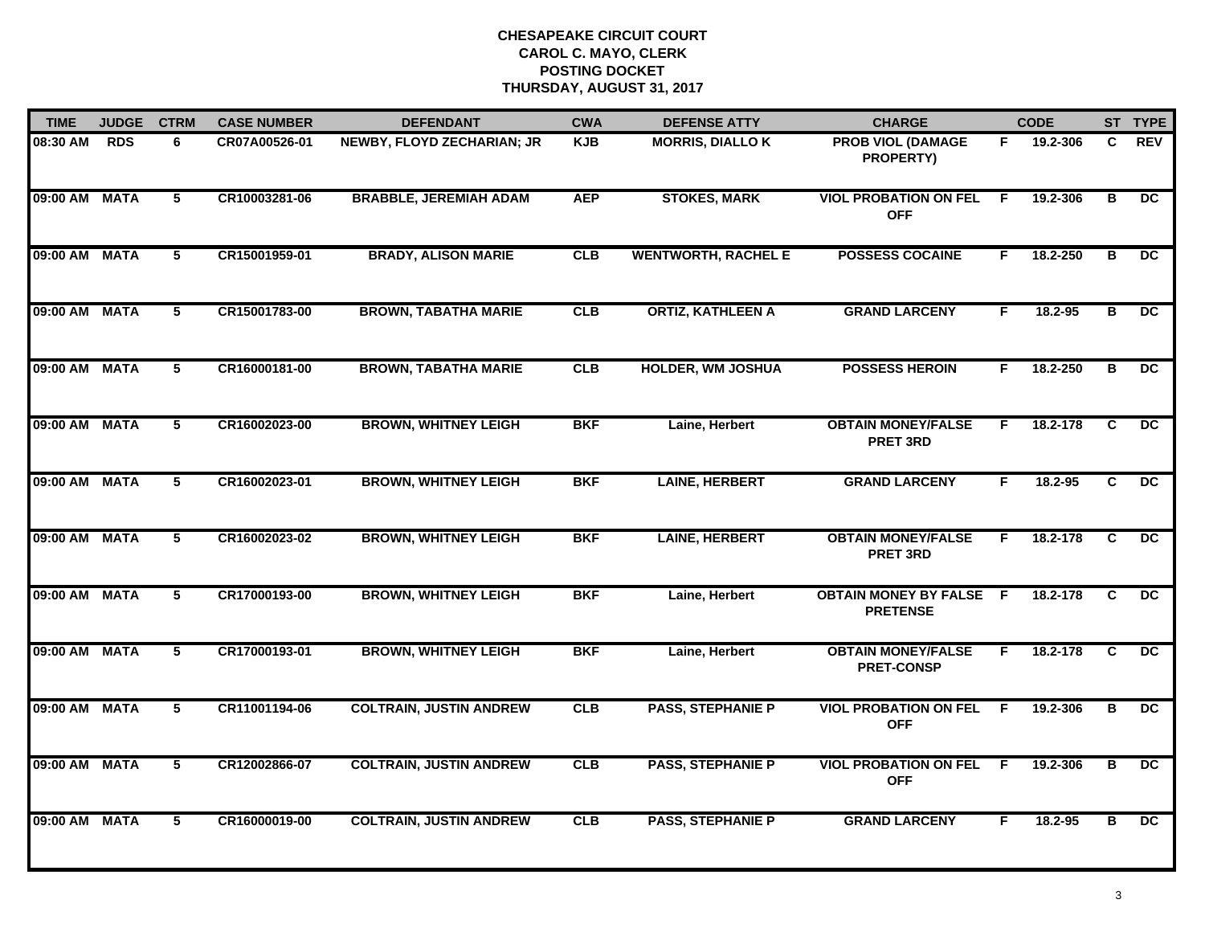# CHESAPEAKE CIRCUIT COURT
## CAROL C. MAYO, CLERK
## POSTING DOCKET
## THURSDAY, AUGUST 31, 2017

| TIME | JUDGE | CTRM | CASE NUMBER | DEFENDANT | CWA | DEFENSE ATTY | CHARGE | | CODE | ST | TYPE |
|---|---|---|---|---|---|---|---|---|---|---|---|
| 08:30 AM | RDS | 6 | CR07A00526-01 | NEWBY, FLOYD ZECHARIAN; JR | KJB | MORRIS, DIALLO K | PROB VIOL (DAMAGE PROPERTY) | F | 19.2-306 | C | REV |
| 09:00 AM | MATA | 5 | CR10003281-06 | BRABBLE, JEREMIAH ADAM | AEP | STOKES, MARK | VIOL PROBATION ON FEL OFF | F | 19.2-306 | B | DC |
| 09:00 AM | MATA | 5 | CR15001959-01 | BRADY, ALISON MARIE | CLB | WENTWORTH, RACHEL E | POSSESS COCAINE | F | 18.2-250 | B | DC |
| 09:00 AM | MATA | 5 | CR15001783-00 | BROWN, TABATHA MARIE | CLB | ORTIZ, KATHLEEN A | GRAND LARCENY | F | 18.2-95 | B | DC |
| 09:00 AM | MATA | 5 | CR16000181-00 | BROWN, TABATHA MARIE | CLB | HOLDER, WM JOSHUA | POSSESS HEROIN | F | 18.2-250 | B | DC |
| 09:00 AM | MATA | 5 | CR16002023-00 | BROWN, WHITNEY LEIGH | BKF | Laine, Herbert | OBTAIN MONEY/FALSE PRET 3RD | F | 18.2-178 | C | DC |
| 09:00 AM | MATA | 5 | CR16002023-01 | BROWN, WHITNEY LEIGH | BKF | LAINE, HERBERT | GRAND LARCENY | F | 18.2-95 | C | DC |
| 09:00 AM | MATA | 5 | CR16002023-02 | BROWN, WHITNEY LEIGH | BKF | LAINE, HERBERT | OBTAIN MONEY/FALSE PRET 3RD | F | 18.2-178 | C | DC |
| 09:00 AM | MATA | 5 | CR17000193-00 | BROWN, WHITNEY LEIGH | BKF | Laine, Herbert | OBTAIN MONEY BY FALSE PRETENSE | F | 18.2-178 | C | DC |
| 09:00 AM | MATA | 5 | CR17000193-01 | BROWN, WHITNEY LEIGH | BKF | Laine, Herbert | OBTAIN MONEY/FALSE PRET-CONSP | F | 18.2-178 | C | DC |
| 09:00 AM | MATA | 5 | CR11001194-06 | COLTRAIN, JUSTIN ANDREW | CLB | PASS, STEPHANIE P | VIOL PROBATION ON FEL OFF | F | 19.2-306 | B | DC |
| 09:00 AM | MATA | 5 | CR12002866-07 | COLTRAIN, JUSTIN ANDREW | CLB | PASS, STEPHANIE P | VIOL PROBATION ON FEL OFF | F | 19.2-306 | B | DC |
| 09:00 AM | MATA | 5 | CR16000019-00 | COLTRAIN, JUSTIN ANDREW | CLB | PASS, STEPHANIE P | GRAND LARCENY | F | 18.2-95 | B | DC |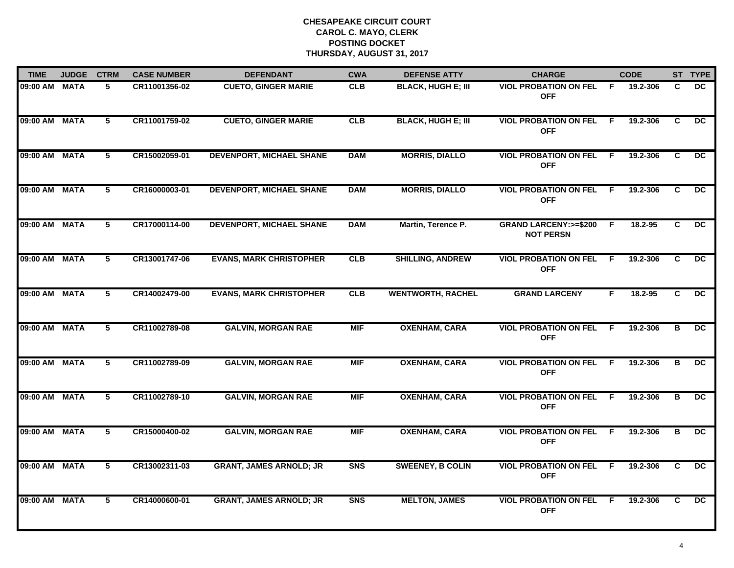**CHESAPEAKE CIRCUIT COURT**
**CAROL C. MAYO, CLERK**
**POSTING DOCKET**
**THURSDAY, AUGUST 31, 2017**

| TIME | JUDGE | CTRM | CASE NUMBER | DEFENDANT | CWA | DEFENSE ATTY | CHARGE | | CODE | ST | TYPE |
|---|---|---|---|---|---|---|---|---|---|---|---|
| 09:00 AM | MATA | 5 | CR11001356-02 | CUETO, GINGER MARIE | CLB | BLACK, HUGH E; III | VIOL PROBATION ON FEL OFF | F | 19.2-306 | C | DC |
| 09:00 AM | MATA | 5 | CR11001759-02 | CUETO, GINGER MARIE | CLB | BLACK, HUGH E; III | VIOL PROBATION ON FEL OFF | F | 19.2-306 | C | DC |
| 09:00 AM | MATA | 5 | CR15002059-01 | DEVENPORT, MICHAEL SHANE | DAM | MORRIS, DIALLO | VIOL PROBATION ON FEL OFF | F | 19.2-306 | C | DC |
| 09:00 AM | MATA | 5 | CR16000003-01 | DEVENPORT, MICHAEL SHANE | DAM | MORRIS, DIALLO | VIOL PROBATION ON FEL OFF | F | 19.2-306 | C | DC |
| 09:00 AM | MATA | 5 | CR17000114-00 | DEVENPORT, MICHAEL SHANE | DAM | Martin, Terence P. | GRAND LARCENY:>=$200 NOT PERSN | F | 18.2-95 | C | DC |
| 09:00 AM | MATA | 5 | CR13001747-06 | EVANS, MARK CHRISTOPHER | CLB | SHILLING, ANDREW | VIOL PROBATION ON FEL OFF | F | 19.2-306 | C | DC |
| 09:00 AM | MATA | 5 | CR14002479-00 | EVANS, MARK CHRISTOPHER | CLB | WENTWORTH, RACHEL | GRAND LARCENY | F | 18.2-95 | C | DC |
| 09:00 AM | MATA | 5 | CR11002789-08 | GALVIN, MORGAN RAE | MIF | OXENHAM, CARA | VIOL PROBATION ON FEL OFF | F | 19.2-306 | B | DC |
| 09:00 AM | MATA | 5 | CR11002789-09 | GALVIN, MORGAN RAE | MIF | OXENHAM, CARA | VIOL PROBATION ON FEL OFF | F | 19.2-306 | B | DC |
| 09:00 AM | MATA | 5 | CR11002789-10 | GALVIN, MORGAN RAE | MIF | OXENHAM, CARA | VIOL PROBATION ON FEL OFF | F | 19.2-306 | B | DC |
| 09:00 AM | MATA | 5 | CR15000400-02 | GALVIN, MORGAN RAE | MIF | OXENHAM, CARA | VIOL PROBATION ON FEL OFF | F | 19.2-306 | B | DC |
| 09:00 AM | MATA | 5 | CR13002311-03 | GRANT, JAMES ARNOLD; JR | SNS | SWEENEY, B COLIN | VIOL PROBATION ON FEL OFF | F | 19.2-306 | C | DC |
| 09:00 AM | MATA | 5 | CR14000600-01 | GRANT, JAMES ARNOLD; JR | SNS | MELTON, JAMES | VIOL PROBATION ON FEL OFF | F | 19.2-306 | C | DC |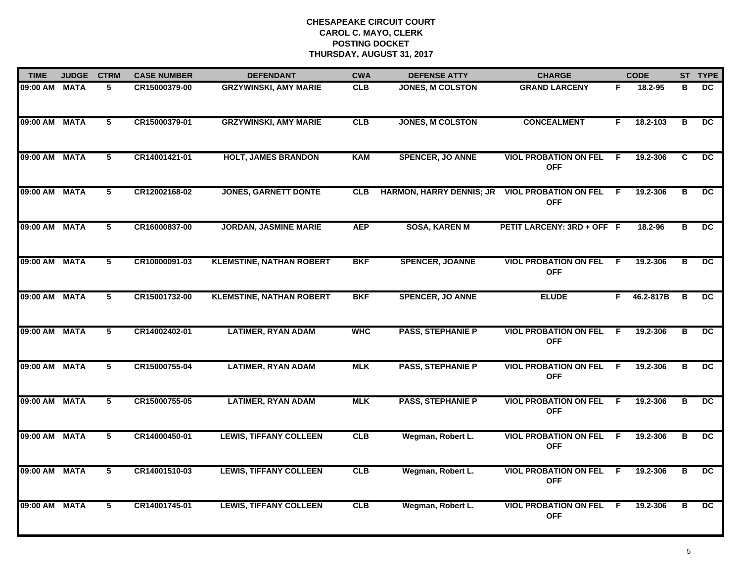**CHESAPEAKE CIRCUIT COURT**
**CAROL C. MAYO, CLERK**
**POSTING DOCKET**
**THURSDAY, AUGUST 31, 2017**

| TIME | JUDGE | CTRM | CASE NUMBER | DEFENDANT | CWA | DEFENSE ATTY | CHARGE | | CODE | ST | TYPE |
|---|---|---|---|---|---|---|---|---|---|---|---|
| 09:00 AM | MATA | 5 | CR15000379-00 | GRZYWINSKI, AMY MARIE | CLB | JONES, M COLSTON | GRAND LARCENY | F | 18.2-95 | B | DC |
| 09:00 AM | MATA | 5 | CR15000379-01 | GRZYWINSKI, AMY MARIE | CLB | JONES, M COLSTON | CONCEALMENT | F | 18.2-103 | B | DC |
| 09:00 AM | MATA | 5 | CR14001421-01 | HOLT, JAMES BRANDON | KAM | SPENCER, JO ANNE | VIOL PROBATION ON FEL OFF | F | 19.2-306 | C | DC |
| 09:00 AM | MATA | 5 | CR12002168-02 | JONES, GARNETT DONTE | CLB | HARMON, HARRY DENNIS; JR | VIOL PROBATION ON FEL OFF | F | 19.2-306 | B | DC |
| 09:00 AM | MATA | 5 | CR16000837-00 | JORDAN, JASMINE MARIE | AEP | SOSA, KAREN M | PETIT LARCENY: 3RD + OFF | F | 18.2-96 | B | DC |
| 09:00 AM | MATA | 5 | CR10000091-03 | KLEMSTINE, NATHAN ROBERT | BKF | SPENCER, JOANNE | VIOL PROBATION ON FEL OFF | F | 19.2-306 | B | DC |
| 09:00 AM | MATA | 5 | CR15001732-00 | KLEMSTINE, NATHAN ROBERT | BKF | SPENCER, JO ANNE | ELUDE | F | 46.2-817B | B | DC |
| 09:00 AM | MATA | 5 | CR14002402-01 | LATIMER, RYAN ADAM | WHC | PASS, STEPHANIE P | VIOL PROBATION ON FEL OFF | F | 19.2-306 | B | DC |
| 09:00 AM | MATA | 5 | CR15000755-04 | LATIMER, RYAN ADAM | MLK | PASS, STEPHANIE P | VIOL PROBATION ON FEL OFF | F | 19.2-306 | B | DC |
| 09:00 AM | MATA | 5 | CR15000755-05 | LATIMER, RYAN ADAM | MLK | PASS, STEPHANIE P | VIOL PROBATION ON FEL OFF | F | 19.2-306 | B | DC |
| 09:00 AM | MATA | 5 | CR14000450-01 | LEWIS, TIFFANY COLLEEN | CLB | Wegman, Robert L. | VIOL PROBATION ON FEL OFF | F | 19.2-306 | B | DC |
| 09:00 AM | MATA | 5 | CR14001510-03 | LEWIS, TIFFANY COLLEEN | CLB | Wegman, Robert L. | VIOL PROBATION ON FEL OFF | F | 19.2-306 | B | DC |
| 09:00 AM | MATA | 5 | CR14001745-01 | LEWIS, TIFFANY COLLEEN | CLB | Wegman, Robert L. | VIOL PROBATION ON FEL OFF | F | 19.2-306 | B | DC |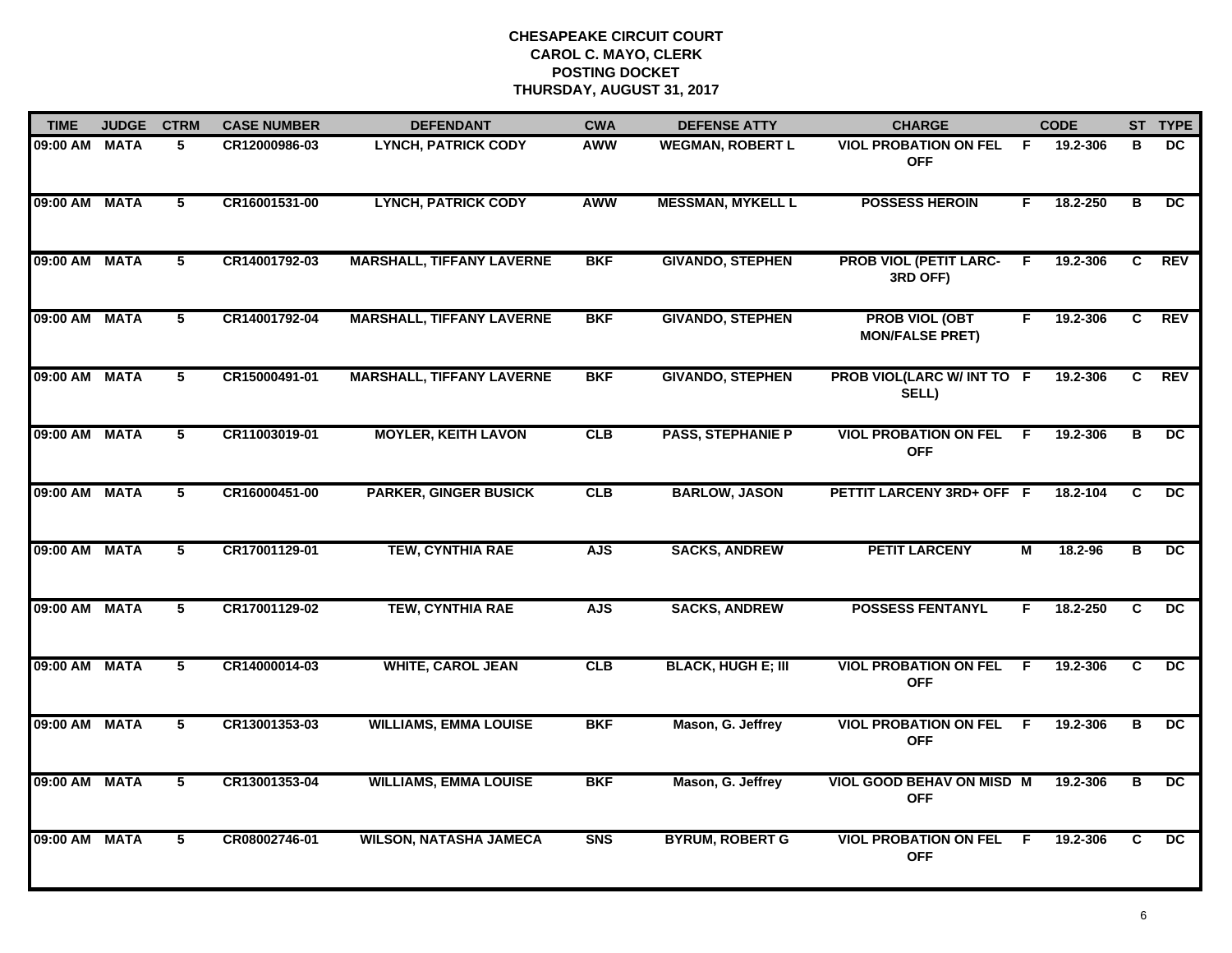# CHESAPEAKE CIRCUIT COURT
## CAROL C. MAYO, CLERK
## POSTING DOCKET
## THURSDAY, AUGUST 31, 2017

| TIME | JUDGE | CTRM | CASE NUMBER | DEFENDANT | CWA | DEFENSE ATTY | CHARGE | | CODE | ST | TYPE |
|---|---|---|---|---|---|---|---|---|---|---|---|
| 09:00 AM | MATA | 5 | CR12000986-03 | LYNCH, PATRICK CODY | AWW | WEGMAN, ROBERT L | VIOL PROBATION ON FEL OFF | F | 19.2-306 | B | DC |
| 09:00 AM | MATA | 5 | CR16001531-00 | LYNCH, PATRICK CODY | AWW | MESSMAN, MYKELL L | POSSESS HEROIN | F | 18.2-250 | B | DC |
| 09:00 AM | MATA | 5 | CR14001792-03 | MARSHALL, TIFFANY LAVERNE | BKF | GIVANDO, STEPHEN | PROB VIOL (PETIT LARC-3RD OFF) | F | 19.2-306 | C | REV |
| 09:00 AM | MATA | 5 | CR14001792-04 | MARSHALL, TIFFANY LAVERNE | BKF | GIVANDO, STEPHEN | PROB VIOL (OBT MON/FALSE PRET) | F | 19.2-306 | C | REV |
| 09:00 AM | MATA | 5 | CR15000491-01 | MARSHALL, TIFFANY LAVERNE | BKF | GIVANDO, STEPHEN | PROB VIOL(LARC W/ INT TO SELL) | F | 19.2-306 | C | REV |
| 09:00 AM | MATA | 5 | CR11003019-01 | MOYLER, KEITH LAVON | CLB | PASS, STEPHANIE P | VIOL PROBATION ON FEL OFF | F | 19.2-306 | B | DC |
| 09:00 AM | MATA | 5 | CR16000451-00 | PARKER, GINGER BUSICK | CLB | BARLOW, JASON | PETTIT LARCENY 3RD+ OFF | F | 18.2-104 | C | DC |
| 09:00 AM | MATA | 5 | CR17001129-01 | TEW, CYNTHIA RAE | AJS | SACKS, ANDREW | PETIT LARCENY | M | 18.2-96 | B | DC |
| 09:00 AM | MATA | 5 | CR17001129-02 | TEW, CYNTHIA RAE | AJS | SACKS, ANDREW | POSSESS FENTANYL | F | 18.2-250 | C | DC |
| 09:00 AM | MATA | 5 | CR14000014-03 | WHITE, CAROL JEAN | CLB | BLACK, HUGH E; III | VIOL PROBATION ON FEL OFF | F | 19.2-306 | C | DC |
| 09:00 AM | MATA | 5 | CR13001353-03 | WILLIAMS, EMMA LOUISE | BKF | Mason, G. Jeffrey | VIOL PROBATION ON FEL OFF | F | 19.2-306 | B | DC |
| 09:00 AM | MATA | 5 | CR13001353-04 | WILLIAMS, EMMA LOUISE | BKF | Mason, G. Jeffrey | VIOL GOOD BEHAV ON MISD OFF | M | 19.2-306 | B | DC |
| 09:00 AM | MATA | 5 | CR08002746-01 | WILSON, NATASHA JAMECA | SNS | BYRUM, ROBERT G | VIOL PROBATION ON FEL OFF | F | 19.2-306 | C | DC |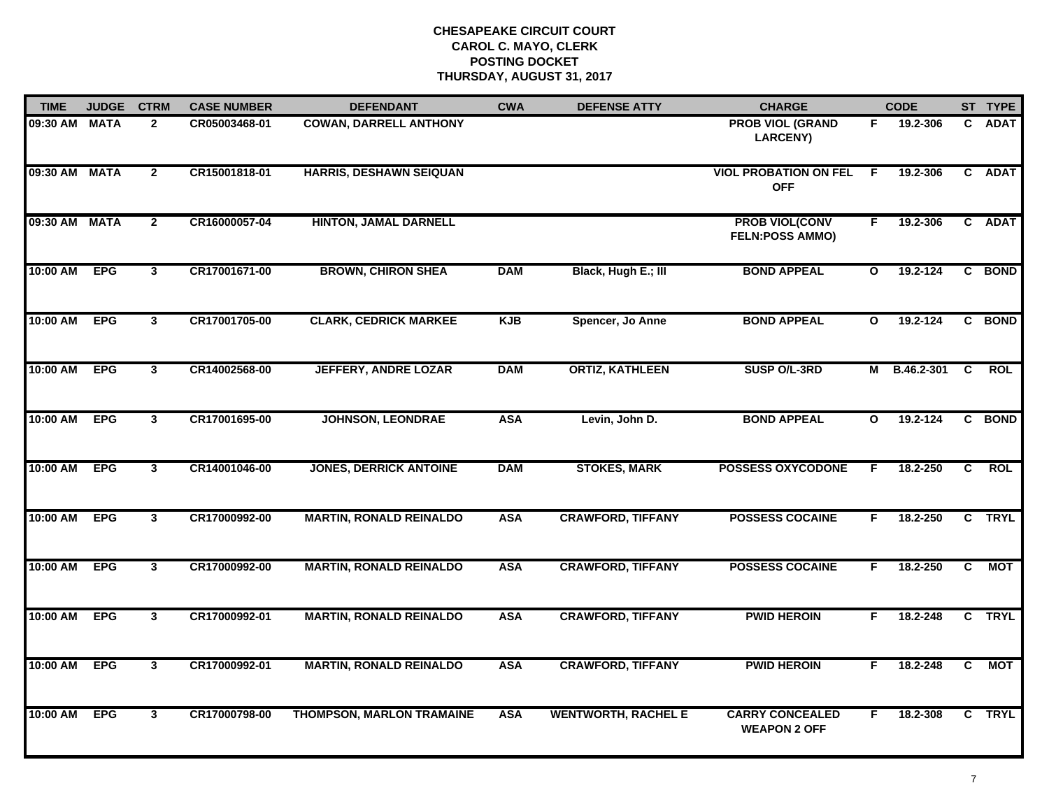# CHESAPEAKE CIRCUIT COURT
## CAROL C. MAYO, CLERK
## POSTING DOCKET
## THURSDAY, AUGUST 31, 2017

| TIME | JUDGE | CTRM | CASE NUMBER | DEFENDANT | CWA | DEFENSE ATTY | CHARGE | | CODE | ST | TYPE |
|---|---|---|---|---|---|---|---|---|---|---|---|
| 09:30 AM | MATA | 2 | CR05003468-01 | COWAN, DARRELL ANTHONY | | | PROB VIOL (GRAND LARCENY) | F | 19.2-306 | C | ADAT |
| 09:30 AM | MATA | 2 | CR15001818-01 | HARRIS, DESHAWN SEIQUAN | | | VIOL PROBATION ON FEL OFF | F | 19.2-306 | C | ADAT |
| 09:30 AM | MATA | 2 | CR16000057-04 | HINTON, JAMAL DARNELL | | | PROB VIOL(CONV FELN:POSS AMMO) | F | 19.2-306 | C | ADAT |
| 10:00 AM | EPG | 3 | CR17001671-00 | BROWN, CHIRON SHEA | DAM | Black, Hugh E.; III | BOND APPEAL | O | 19.2-124 | C | BOND |
| 10:00 AM | EPG | 3 | CR17001705-00 | CLARK, CEDRICK MARKEE | KJB | Spencer, Jo Anne | BOND APPEAL | O | 19.2-124 | C | BOND |
| 10:00 AM | EPG | 3 | CR14002568-00 | JEFFERY, ANDRE LOZAR | DAM | ORTIZ, KATHLEEN | SUSP O/L-3RD | M | B.46.2-301 | C | ROL |
| 10:00 AM | EPG | 3 | CR17001695-00 | JOHNSON, LEONDRAE | ASA | Levin, John D. | BOND APPEAL | O | 19.2-124 | C | BOND |
| 10:00 AM | EPG | 3 | CR14001046-00 | JONES, DERRICK ANTOINE | DAM | STOKES, MARK | POSSESS OXYCODONE | F | 18.2-250 | C | ROL |
| 10:00 AM | EPG | 3 | CR17000992-00 | MARTIN, RONALD REINALDO | ASA | CRAWFORD, TIFFANY | POSSESS COCAINE | F | 18.2-250 | C | TRYL |
| 10:00 AM | EPG | 3 | CR17000992-00 | MARTIN, RONALD REINALDO | ASA | CRAWFORD, TIFFANY | POSSESS COCAINE | F | 18.2-250 | C | MOT |
| 10:00 AM | EPG | 3 | CR17000992-01 | MARTIN, RONALD REINALDO | ASA | CRAWFORD, TIFFANY | PWID HEROIN | F | 18.2-248 | C | TRYL |
| 10:00 AM | EPG | 3 | CR17000992-01 | MARTIN, RONALD REINALDO | ASA | CRAWFORD, TIFFANY | PWID HEROIN | F | 18.2-248 | C | MOT |
| 10:00 AM | EPG | 3 | CR17000798-00 | THOMPSON, MARLON TRAMAINE | ASA | WENTWORTH, RACHEL E | CARRY CONCEALED WEAPON 2 OFF | F | 18.2-308 | C | TRYL |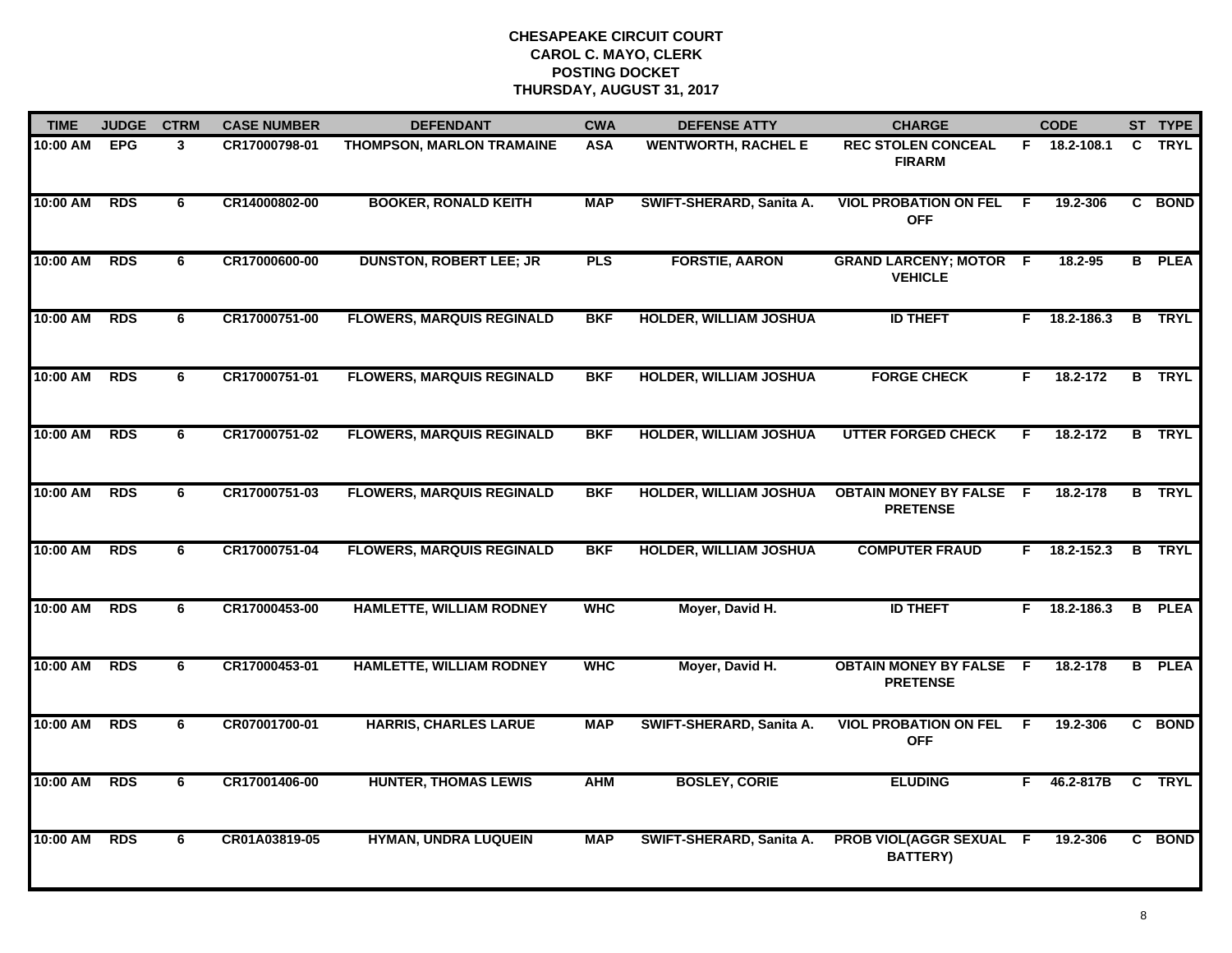# CHESAPEAKE CIRCUIT COURT
## CAROL C. MAYO, CLERK
## POSTING DOCKET
## THURSDAY, AUGUST 31, 2017

| TIME | JUDGE | CTRM | CASE NUMBER | DEFENDANT | CWA | DEFENSE ATTY | CHARGE | | CODE | ST | TYPE |
|---|---|---|---|---|---|---|---|---|---|---|---|
| 10:00 AM | EPG | 3 | CR17000798-01 | THOMPSON, MARLON TRAMAINE | ASA | WENTWORTH, RACHEL E | REC STOLEN CONCEAL FIRARM | F | 18.2-108.1 | C | TRYL |
| 10:00 AM | RDS | 6 | CR14000802-00 | BOOKER, RONALD KEITH | MAP | SWIFT-SHERARD, Sanita A. | VIOL PROBATION ON FEL OFF | F | 19.2-306 | C | BOND |
| 10:00 AM | RDS | 6 | CR17000600-00 | DUNSTON, ROBERT LEE; JR | PLS | FORSTIE, AARON | GRAND LARCENY; MOTOR VEHICLE | F | 18.2-95 | B | PLEA |
| 10:00 AM | RDS | 6 | CR17000751-00 | FLOWERS, MARQUIS REGINALD | BKF | HOLDER, WILLIAM JOSHUA | ID THEFT | F | 18.2-186.3 | B | TRYL |
| 10:00 AM | RDS | 6 | CR17000751-01 | FLOWERS, MARQUIS REGINALD | BKF | HOLDER, WILLIAM JOSHUA | FORGE CHECK | F | 18.2-172 | B | TRYL |
| 10:00 AM | RDS | 6 | CR17000751-02 | FLOWERS, MARQUIS REGINALD | BKF | HOLDER, WILLIAM JOSHUA | UTTER FORGED CHECK | F | 18.2-172 | B | TRYL |
| 10:00 AM | RDS | 6 | CR17000751-03 | FLOWERS, MARQUIS REGINALD | BKF | HOLDER, WILLIAM JOSHUA | OBTAIN MONEY BY FALSE PRETENSE | F | 18.2-178 | B | TRYL |
| 10:00 AM | RDS | 6 | CR17000751-04 | FLOWERS, MARQUIS REGINALD | BKF | HOLDER, WILLIAM JOSHUA | COMPUTER FRAUD | F | 18.2-152.3 | B | TRYL |
| 10:00 AM | RDS | 6 | CR17000453-00 | HAMLETTE, WILLIAM RODNEY | WHC | Moyer, David H. | ID THEFT | F | 18.2-186.3 | B | PLEA |
| 10:00 AM | RDS | 6 | CR17000453-01 | HAMLETTE, WILLIAM RODNEY | WHC | Moyer, David H. | OBTAIN MONEY BY FALSE PRETENSE | F | 18.2-178 | B | PLEA |
| 10:00 AM | RDS | 6 | CR07001700-01 | HARRIS, CHARLES LARUE | MAP | SWIFT-SHERARD, Sanita A. | VIOL PROBATION ON FEL OFF | F | 19.2-306 | C | BOND |
| 10:00 AM | RDS | 6 | CR17001406-00 | HUNTER, THOMAS LEWIS | AHM | BOSLEY, CORIE | ELUDING | F | 46.2-817B | C | TRYL |
| 10:00 AM | RDS | 6 | CR01A03819-05 | HYMAN, UNDRA LUQUEIN | MAP | SWIFT-SHERARD, Sanita A. | PROB VIOL(AGGR SEXUAL BATTERY) | F | 19.2-306 | C | BOND |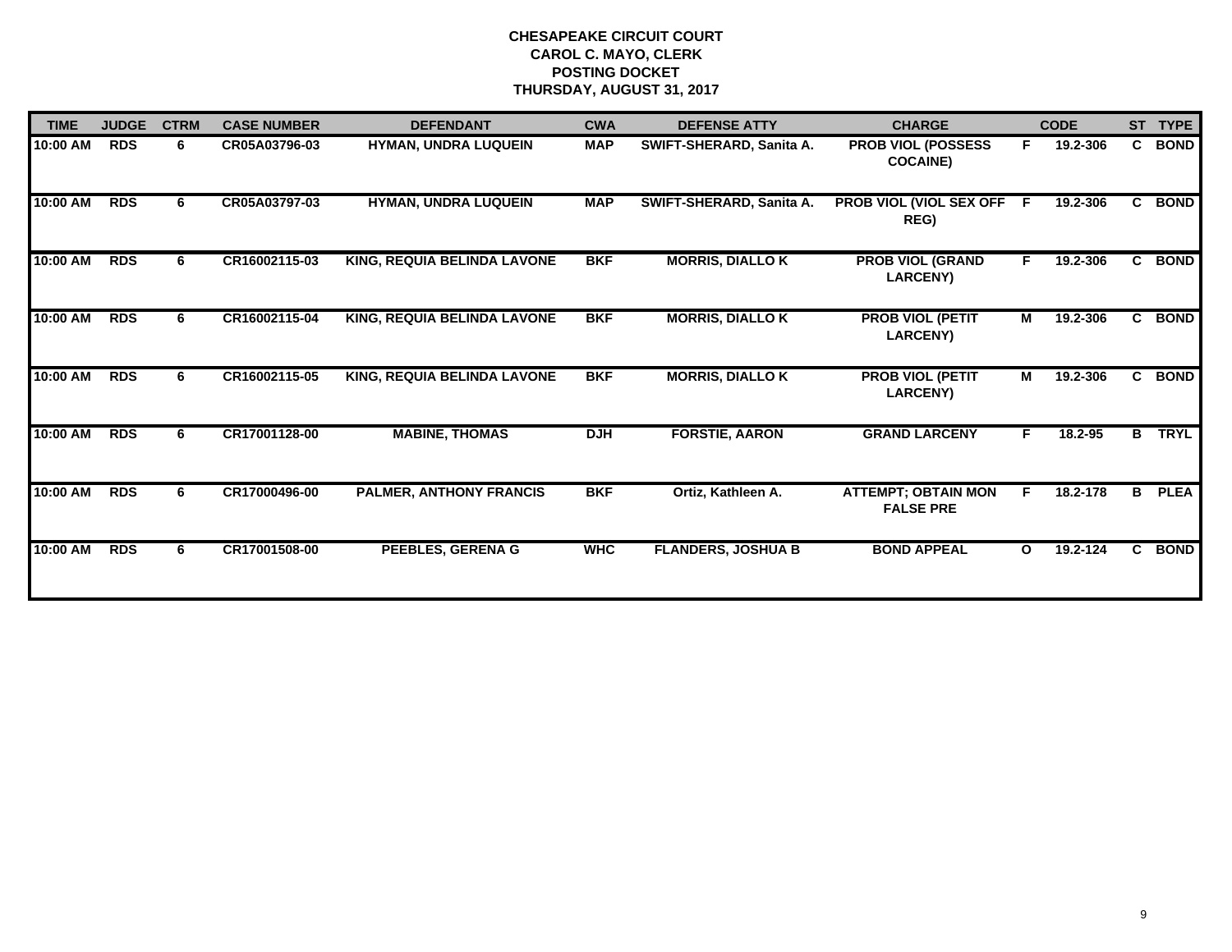**CHESAPEAKE CIRCUIT COURT**
**CAROL C. MAYO, CLERK**
**POSTING DOCKET**
**THURSDAY, AUGUST 31, 2017**

| TIME | JUDGE | CTRM | CASE NUMBER | DEFENDANT | CWA | DEFENSE ATTY | CHARGE | | CODE | ST | TYPE |
|---|---|---|---|---|---|---|---|---|---|---|---|
| 10:00 AM | RDS | 6 | CR05A03796-03 | HYMAN, UNDRA LUQUEIN | MAP | SWIFT-SHERARD, Sanita A. | PROB VIOL (POSSESS COCAINE) | F | 19.2-306 | C | BOND |
| 10:00 AM | RDS | 6 | CR05A03797-03 | HYMAN, UNDRA LUQUEIN | MAP | SWIFT-SHERARD, Sanita A. | PROB VIOL (VIOL SEX OFF REG) | F | 19.2-306 | C | BOND |
| 10:00 AM | RDS | 6 | CR16002115-03 | KING, REQUIA BELINDA LAVONE | BKF | MORRIS, DIALLO K | PROB VIOL (GRAND LARCENY) | F | 19.2-306 | C | BOND |
| 10:00 AM | RDS | 6 | CR16002115-04 | KING, REQUIA BELINDA LAVONE | BKF | MORRIS, DIALLO K | PROB VIOL (PETIT LARCENY) | M | 19.2-306 | C | BOND |
| 10:00 AM | RDS | 6 | CR16002115-05 | KING, REQUIA BELINDA LAVONE | BKF | MORRIS, DIALLO K | PROB VIOL (PETIT LARCENY) | M | 19.2-306 | C | BOND |
| 10:00 AM | RDS | 6 | CR17001128-00 | MABINE, THOMAS | DJH | FORSTIE, AARON | GRAND LARCENY | F | 18.2-95 | B | TRYL |
| 10:00 AM | RDS | 6 | CR17000496-00 | PALMER, ANTHONY FRANCIS | BKF | Ortiz, Kathleen A. | ATTEMPT; OBTAIN MON FALSE PRE | F | 18.2-178 | B | PLEA |
| 10:00 AM | RDS | 6 | CR17001508-00 | PEEBLES, GERENA G | WHC | FLANDERS, JOSHUA B | BOND APPEAL | O | 19.2-124 | C | BOND |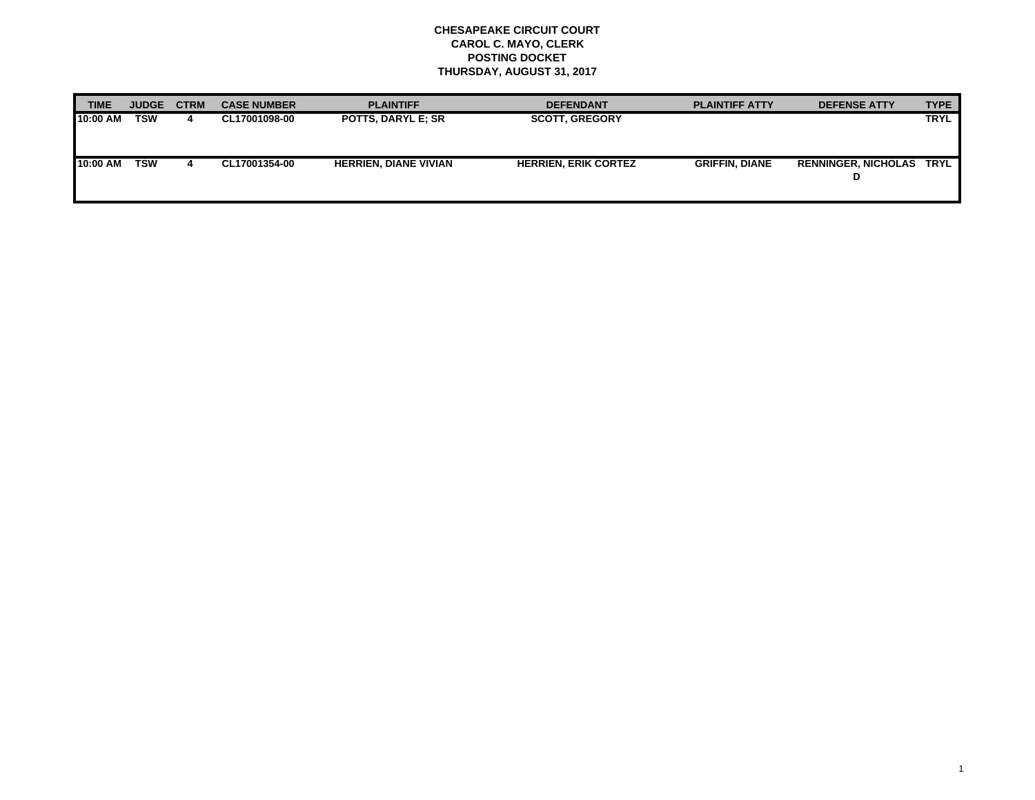**CHESAPEAKE CIRCUIT COURT**
**CAROL C. MAYO, CLERK**
**POSTING DOCKET**
**THURSDAY, AUGUST 31, 2017**

| TIME | JUDGE | CTRM | CASE NUMBER | PLAINTIFF | DEFENDANT | PLAINTIFF ATTY | DEFENSE ATTY | TYPE |
|---|---|---|---|---|---|---|---|---|
| 10:00 AM | TSW | 4 | CL17001098-00 | POTTS, DARYL E; SR | SCOTT, GREGORY | | | TRYL |
| 10:00 AM | TSW | 4 | CL17001354-00 | HERRIEN, DIANE VIVIAN | HERRIEN, ERIK CORTEZ | GRIFFIN, DIANE | RENNINGER, NICHOLAS D | TRYL |